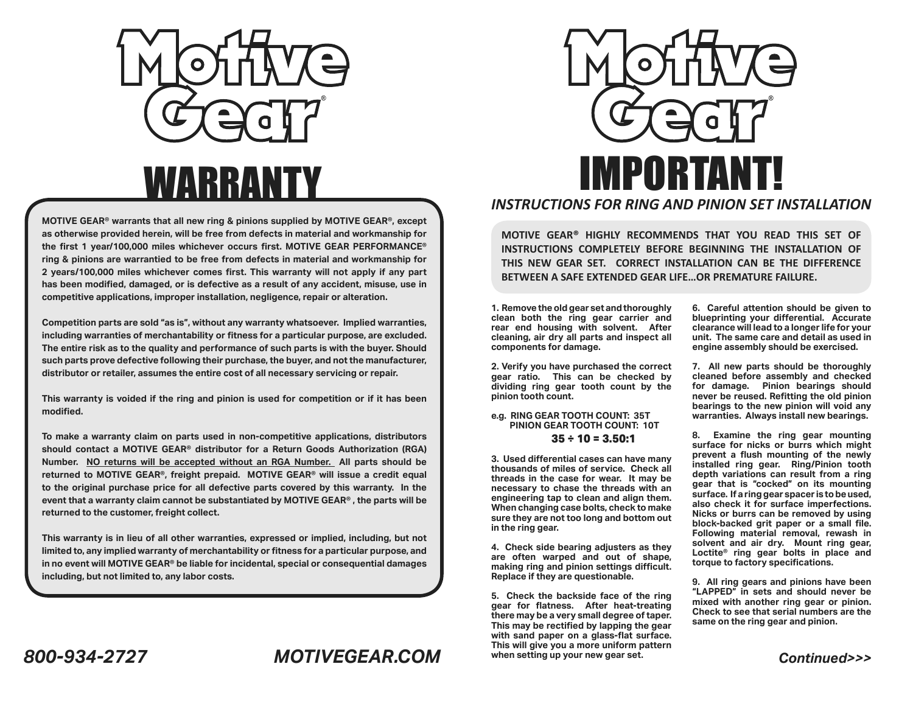# Motive Gear®

# WARRANTY

**MOTIVE GEAR® warrants that all new ring & pinions supplied by MOTIVE GEAR®, except as otherwise provided herein, will be free from defects in material and workmanship for the first 1 year/100,000 miles whichever occurs first. MOTIVE GEAR PERFORMANCE® ring & pinions are warrantied to be free from defects in material and workmanship for 2 years/100,000 miles whichever comes first. This warranty will not apply if any part has been modified, damaged, or is defective as a result of any accident, misuse, use in competitive applications, improper installation, negligence, repair or alteration.**

**Competition parts are sold "as is", without any warranty whatsoever. Implied warranties, including warranties of merchantability or fitness for a particular purpose, are excluded. The entire risk as to the quality and performance of such parts is with the buyer. Should such parts prove defective following their purchase, the buyer, and not the manufacturer, distributor or retailer, assumes the entire cost of all necessary servicing or repair.**

**This warranty is voided if the ring and pinion is used for competition or if it has been modified.**

**To make a warranty claim on parts used in non-competitive applications, distributors should contact a MOTIVE GEAR® distributor for a Return Goods Authorization (RGA) Number. <u>NO returns will be accepted without an RGA Number.</u> All parts should be returned to MOTIVE GEAR®, freight prepaid. MOTIVE GEAR® will issue a credit equal to the original purchase price for all defective parts covered by this warranty. In the event that a warranty claim cannot be substantiated by MOTIVE GEAR®, the parts will be returned to the customer, freight collect.**

**This warranty is in lieu of all other warranties, expressed or implied, including, but not limited to, any implied warranty of merchantability or fitness for a particular purpose, and in no event will MOTIVE GEAR® be liable for incidental, special or consequential damages including, but not limited to, any labor costs.**

***800-934-2727*** ***MOTIVEGEAR.COM***

# Motive Gear®

# IMPORTANT!

## *INSTRUCTIONS FOR RING AND PINION SET INSTALLATION*

**MOTIVE GEAR® HIGHLY RECOMMENDS THAT YOU READ THIS SET OF INSTRUCTIONS COMPLETELY BEFORE BEGINNING THE INSTALLATION OF THIS NEW GEAR SET. CORRECT INSTALLATION CAN BE THE DIFFERENCE BETWEEN A SAFE EXTENDED GEAR LIFE...OR PREMATURE FAILURE.**

**1. Remove the old gear set and thoroughly clean both the ring gear carrier and rear end housing with solvent. After cleaning, air dry all parts and inspect all components for damage.**

**2. Verify you have purchased the correct gear ratio. This can be checked by dividing ring gear tooth count by the pinion tooth count.**

**e.g. RING GEAR TOOTH COUNT: 35T**
**PINION GEAR TOOTH COUNT: 10T**

**35 ÷ 10 = 3.50:1**

**3. Used differential cases can have many thousands of miles of service. Check all threads in the case for wear. It may be necessary to chase the threads with an engineering tap to clean and align them. When changing case bolts, check to make sure they are not too long and bottom out in the ring gear.**

**4. Check side bearing adjusters as they are often warped and out of shape, making ring and pinion settings difficult. Replace if they are questionable.**

**5. Check the backside face of the ring gear for flatness. After heat-treating there may be a very small degree of taper. This may be rectified by lapping the gear with sand paper on a glass-flat surface. This will give you a more uniform pattern when setting up your new gear set.**

**6. Careful attention should be given to blueprinting your differential. Accurate clearance will lead to a longer life for your unit. The same care and detail as used in engine assembly should be exercised.**

**7. All new parts should be thoroughly cleaned before assembly and checked for damage. Pinion bearings should never be reused. Refitting the old pinion bearings to the new pinion will void any warranties. Always install new bearings.**

**8. Examine the ring gear mounting surface for nicks or burrs which might prevent a flush mounting of the newly installed ring gear. Ring/Pinion tooth depth variations can result from a ring gear that is "cocked" on its mounting surface. If a ring gear spacer is to be used, also check it for surface imperfections. Nicks or burrs can be removed by using block-backed grit paper or a small file. Following material removal, rewash in solvent and air dry. Mount ring gear, Loctite® ring gear bolts in place and torque to factory specifications.**

**9. All ring gears and pinions have been "LAPPED" in sets and should never be mixed with another ring gear or pinion. Check to see that serial numbers are the same on the ring gear and pinion.**

***Continued>>>***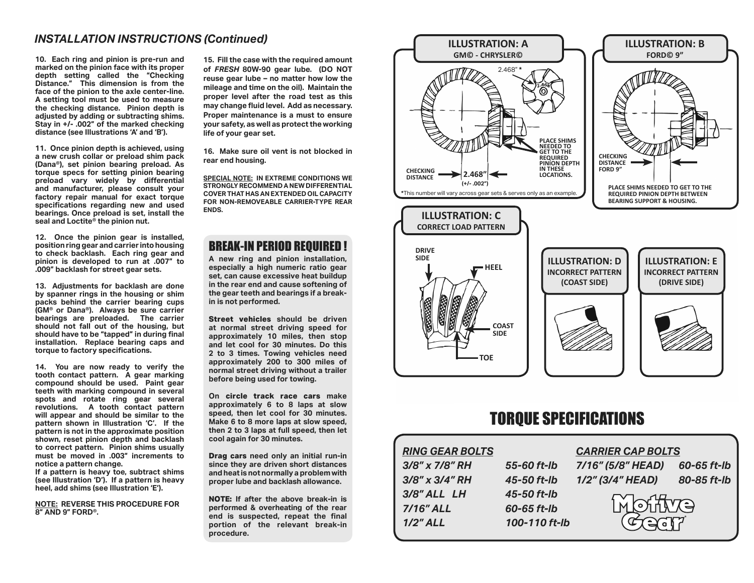## INSTALLATION INSTRUCTIONS (Continued)

**10. Each ring and pinion is pre-run and marked on the pinion face with its proper depth setting called the "Checking Distance." This dimension is from the face of the pinion to the axle center-line. A setting tool must be used to measure the checking distance. Pinion depth is adjusted by adding or subtracting shims. Stay in +/- .002" of the marked checking distance (see Illustrations 'A' and 'B').**

**11. Once pinion depth is achieved, using a new crush collar or preload shim pack (Dana®), set pinion bearing preload. As torque specs for setting pinion bearing preload vary widely by differential and manufacturer, please consult your factory repair manual for exact torque specifications regarding new and used bearings. Once preload is set, install the seal and Loctite® the pinion nut.**

**12. Once the pinion gear is installed, position ring gear and carrier into housing to check backlash. Each ring gear and pinion is developed to run at .007" to .009" backlash for street gear sets.**

**13. Adjustments for backlash are done by spanner rings in the housing or shim packs behind the carrier bearing cups (GM® or Dana®). Always be sure carrier bearings are preloaded. The carrier should not fall out of the housing, but should have to be "tapped" in during final installation. Replace bearing caps and torque to factory specifications.**

**14. You are now ready to verify the tooth contact pattern. A gear marking compound should be used. Paint gear teeth with marking compound in several spots and rotate ring gear several revolutions. A tooth contact pattern will appear and should be similar to the pattern shown in Illustration 'C'. If the pattern is not in the approximate position shown, reset pinion depth and backlash to correct pattern. Pinion shims usually must be moved in .003" increments to notice a pattern change.**
**If a pattern is heavy toe, subtract shims (see Illustration 'D'). If a pattern is heavy heel, add shims (see Illustration 'E').**

**NOTE: REVERSE THIS PROCEDURE FOR 8" AND 9" FORD®.**

**15. Fill the case with the required amount of *FRESH* 80W-90 gear lube. (DO NOT reuse gear lube – no matter how low the mileage and time on the oil). Maintain the proper level after the road test as this may change fluid level. Add as necessary. Proper maintenance is a must to ensure your safety, as well as protect the working life of your gear set.**

**16. Make sure oil vent is not blocked in rear end housing.**

**SPECIAL NOTE: IN EXTREME CONDITIONS WE STRONGLY RECOMMEND A NEW DIFFERENTIAL COVER THAT HAS AN EXTENDED OIL CAPACITY FOR NON-REMOVEABLE CARRIER-TYPE REAR ENDS.**

### BREAK-IN PERIOD REQUIRED !

**A new ring and pinion installation, especially a high numeric ratio gear set, can cause excessive heat buildup in the rear end and cause softening of the gear teeth and bearings if a break-in is not performed.**

**Street vehicles should be driven at normal street driving speed for approximately 10 miles, then stop and let cool for 30 minutes. Do this 2 to 3 times. Towing vehicles need approximately 200 to 300 miles of normal street driving without a trailer before being used for towing.**

**On circle track race cars make approximately 6 to 8 laps at slow speed, then let cool for 30 minutes. Make 6 to 8 more laps at slow speed, then 2 to 3 laps at full speed, then let cool again for 30 minutes.**

**Drag cars need only an initial run-in since they are driven short distances and heat is not normally a problem with proper lube and backlash allowance.**

**NOTE: If after the above break-in is performed & overheating of the rear end is suspected, repeat the final portion of the relevant break-in procedure.**

**ILLUSTRATION: A**
**GM© - CHRYSLER©**

2.468" *
2.468
PLACE SHIMS NEEDED TO GET TO THE REQUIRED PINION DEPTH IN THESE LOCATIONS.
CHECKING DISTANCE
2.468"
(+/- .002")

*This number will vary across gear sets & serves only as an example.

**ILLUSTRATION: B**
**FORD© 9"**

CHECKING DISTANCE FORD 9"
PLACE SHIMS NEEDED TO GET TO THE REQUIRED PINION DEPTH BETWEEN BEARING SUPPORT & HOUSING.

**ILLUSTRATION: C**
**CORRECT LOAD PATTERN**

DRIVE SIDE
HEEL
COAST SIDE
TOE

**ILLUSTRATION: D**
**INCORRECT PATTERN (COAST SIDE)**

**ILLUSTRATION: E**
**INCORRECT PATTERN (DRIVE SIDE)**

## TORQUE SPECIFICATIONS

| *RING GEAR BOLTS* | | *CARRIER CAP BOLTS* | |
|---|---|---|---|
| *3/8" x 7/8" RH* | *55-60 ft-lb* | *7/16" (5/8" HEAD)* | *60-65 ft-lb* |
| *3/8" x 3/4" RH* | *45-50 ft-lb* | *1/2" (3/4" HEAD)* | *80-85 ft-lb* |
| *3/8" ALL LH* | *45-50 ft-lb* | | |
| *7/16" ALL* | *60-65 ft-lb* | | |
| *1/2" ALL* | *100-110 ft-lb* | | |

Motive Gear®